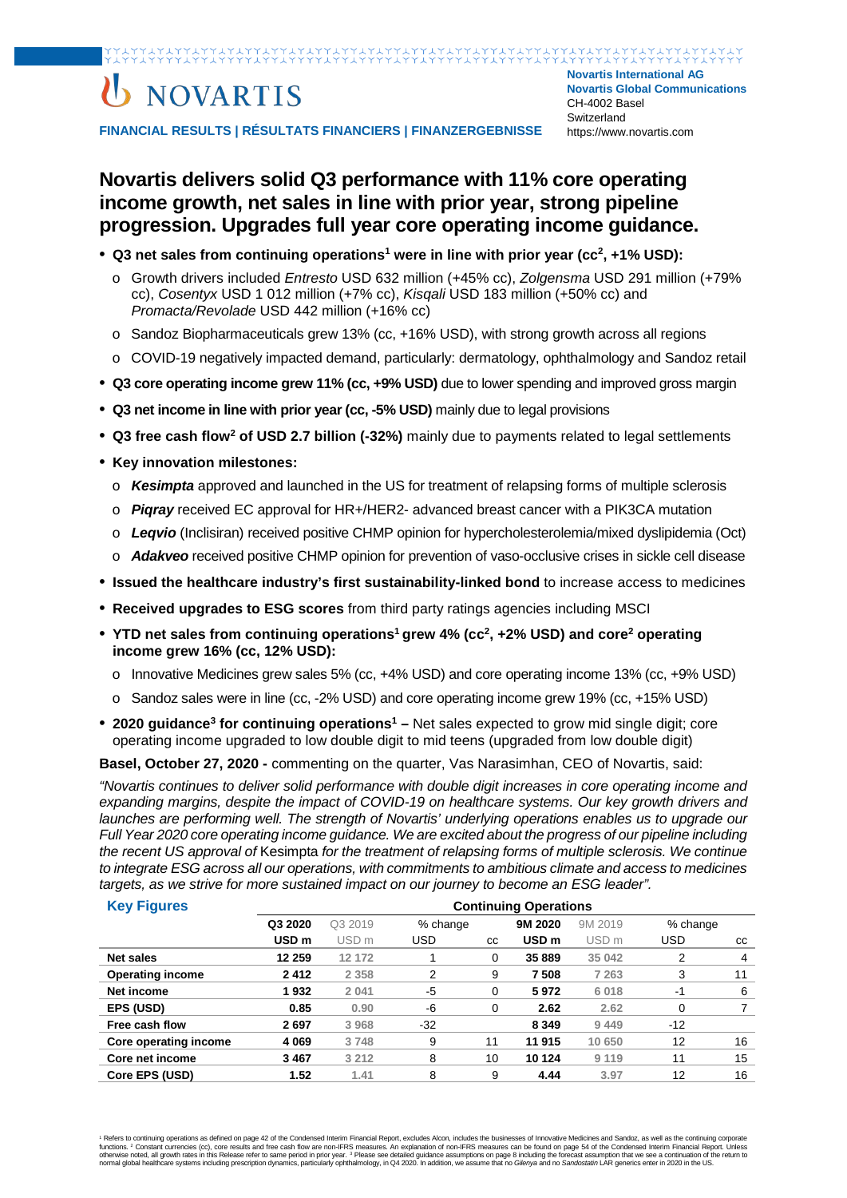# NOVARTIS

**Novartis International AG**
**Novartis Global Communications**
CH-4002 Basel
Switzerland
https://www.novartis.com

**FINANCIAL RESULTS | RÉSULTATS FINANCIERS | FINANZERGEBNISSE**

## Novartis delivers solid Q3 performance with 11% core operating income growth, net sales in line with prior year, strong pipeline progression. Upgrades full year core operating income guidance.

- **Q3 net sales from continuing operations[1] were in line with prior year (cc[2], +1% USD):**
  - Growth drivers included *Entresto* USD 632 million (+45% cc), *Zolgensma* USD 291 million (+79% cc), *Cosentyx* USD 1 012 million (+7% cc), *Kisqali* USD 183 million (+50% cc) and *Promacta/Revolade* USD 442 million (+16% cc)
  - Sandoz Biopharmaceuticals grew 13% (cc, +16% USD), with strong growth across all regions
  - COVID-19 negatively impacted demand, particularly: dermatology, ophthalmology and Sandoz retail
- **Q3 core operating income grew 11% (cc, +9% USD)** due to lower spending and improved gross margin
- **Q3 net income in line with prior year (cc, -5% USD)** mainly due to legal provisions
- **Q3 free cash flow[2] of USD 2.7 billion (-32%)** mainly due to payments related to legal settlements
- **Key innovation milestones:**
  - ***Kesimpta*** approved and launched in the US for treatment of relapsing forms of multiple sclerosis
  - ***Piqray*** received EC approval for HR+/HER2- advanced breast cancer with a PIK3CA mutation
  - ***Leqvio*** (Inclisiran) received positive CHMP opinion for hypercholesterolemia/mixed dyslipidemia (Oct)
  - ***Adakveo*** received positive CHMP opinion for prevention of vaso-occlusive crises in sickle cell disease
- **Issued the healthcare industry's first sustainability-linked bond** to increase access to medicines
- **Received upgrades to ESG scores** from third party ratings agencies including MSCI
- **YTD net sales from continuing operations[1] grew 4% (cc[2], +2% USD) and core[2] operating income grew 16% (cc, 12% USD):**
  - Innovative Medicines grew sales 5% (cc, +4% USD) and core operating income 13% (cc, +9% USD)
  - Sandoz sales were in line (cc, -2% USD) and core operating income grew 19% (cc, +15% USD)
- **2020 guidance[3] for continuing operations[1] –** Net sales expected to grow mid single digit; core operating income upgraded to low double digit to mid teens (upgraded from low double digit)

**Basel, October 27, 2020 -** commenting on the quarter, Vas Narasimhan, CEO of Novartis, said:

*"Novartis continues to deliver solid performance with double digit increases in core operating income and expanding margins, despite the impact of COVID-19 on healthcare systems. Our key growth drivers and launches are performing well. The strength of Novartis' underlying operations enables us to upgrade our Full Year 2020 core operating income guidance. We are excited about the progress of our pipeline including the recent US approval of* Kesimpta *for the treatment of relapsing forms of multiple sclerosis. We continue to integrate ESG across all our operations, with commitments to ambitious climate and access to medicines targets, as we strive for more sustained impact on our journey to become an ESG leader".*

### Key Figures

| | Continuing Operations | | | | | | | |
|---|---|---|---|---|---|---|---|---|
| | **Q3 2020** | Q3 2019 | % change | | **9M 2020** | 9M 2019 | % change | |
| | **USD m** | USD m | USD | cc | **USD m** | USD m | USD | cc |
| **Net sales** | **12 259** | 12 172 | 1 | 0 | **35 889** | 35 042 | 2 | 4 |
| **Operating income** | **2 412** | 2 358 | 2 | 9 | **7 508** | 7 263 | 3 | 11 |
| **Net income** | **1 932** | 2 041 | -5 | 0 | **5 972** | 6 018 | -1 | 6 |
| **EPS (USD)** | **0.85** | 0.90 | -6 | 0 | **2.62** | 2.62 | 0 | 7 |
| **Free cash flow** | **2 697** | 3 968 | -32 | | **8 349** | 9 449 | -12 | |
| **Core operating income** | **4 069** | 3 748 | 9 | 11 | **11 915** | 10 650 | 12 | 16 |
| **Core net income** | **3 467** | 3 212 | 8 | 10 | **10 124** | 9 119 | 11 | 15 |
| **Core EPS (USD)** | **1.52** | 1.41 | 8 | 9 | **4.44** | 3.97 | 12 | 16 |

[1] Refers to continuing operations as defined on page 42 of the Condensed Interim Financial Report, excludes Alcon, includes the businesses of Innovative Medicines and Sandoz, as well as the continuing corporate functions. [2] Constant currencies (cc), core results and free cash flow are non-IFRS measures. An explanation of non-IFRS measures can be found on page 54 of the Condensed Interim Financial Report. Unless otherwise noted, all growth rates in this Release refer to same period in prior year. [3] Please see detailed guidance assumptions on page 8 including the forecast assumption that we see a continuation of the return to normal global healthcare systems including prescription dynamics, particularly ophthalmology, in Q4 2020. In addition, we assume that no *Gilenya* and no *Sandostatin* LAR generics enter in 2020 in the US.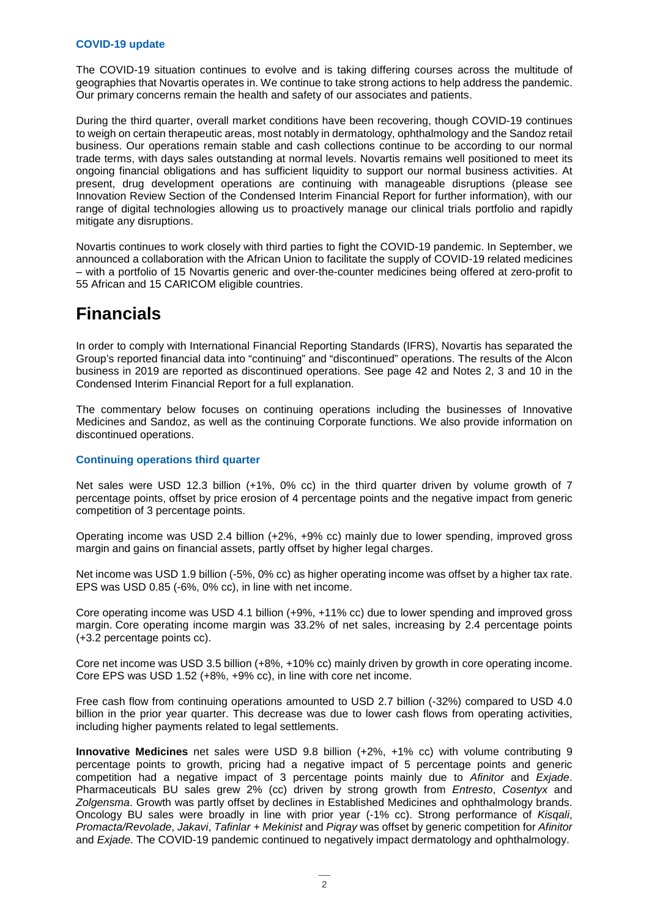### COVID-19 update

The COVID-19 situation continues to evolve and is taking differing courses across the multitude of geographies that Novartis operates in. We continue to take strong actions to help address the pandemic. Our primary concerns remain the health and safety of our associates and patients.

During the third quarter, overall market conditions have been recovering, though COVID-19 continues to weigh on certain therapeutic areas, most notably in dermatology, ophthalmology and the Sandoz retail business. Our operations remain stable and cash collections continue to be according to our normal trade terms, with days sales outstanding at normal levels. Novartis remains well positioned to meet its ongoing financial obligations and has sufficient liquidity to support our normal business activities. At present, drug development operations are continuing with manageable disruptions (please see Innovation Review Section of the Condensed Interim Financial Report for further information), with our range of digital technologies allowing us to proactively manage our clinical trials portfolio and rapidly mitigate any disruptions.

Novartis continues to work closely with third parties to fight the COVID-19 pandemic. In September, we announced a collaboration with the African Union to facilitate the supply of COVID-19 related medicines – with a portfolio of 15 Novartis generic and over-the-counter medicines being offered at zero-profit to 55 African and 15 CARICOM eligible countries.

# Financials

In order to comply with International Financial Reporting Standards (IFRS), Novartis has separated the Group's reported financial data into "continuing" and "discontinued" operations. The results of the Alcon business in 2019 are reported as discontinued operations. See page 42 and Notes 2, 3 and 10 in the Condensed Interim Financial Report for a full explanation.

The commentary below focuses on continuing operations including the businesses of Innovative Medicines and Sandoz, as well as the continuing Corporate functions. We also provide information on discontinued operations.

### Continuing operations third quarter

Net sales were USD 12.3 billion (+1%, 0% cc) in the third quarter driven by volume growth of 7 percentage points, offset by price erosion of 4 percentage points and the negative impact from generic competition of 3 percentage points.

Operating income was USD 2.4 billion (+2%, +9% cc) mainly due to lower spending, improved gross margin and gains on financial assets, partly offset by higher legal charges.

Net income was USD 1.9 billion (-5%, 0% cc) as higher operating income was offset by a higher tax rate. EPS was USD 0.85 (-6%, 0% cc), in line with net income.

Core operating income was USD 4.1 billion (+9%, +11% cc) due to lower spending and improved gross margin. Core operating income margin was 33.2% of net sales, increasing by 2.4 percentage points (+3.2 percentage points cc).

Core net income was USD 3.5 billion (+8%, +10% cc) mainly driven by growth in core operating income. Core EPS was USD 1.52 (+8%, +9% cc), in line with core net income.

Free cash flow from continuing operations amounted to USD 2.7 billion (-32%) compared to USD 4.0 billion in the prior year quarter. This decrease was due to lower cash flows from operating activities, including higher payments related to legal settlements.

**Innovative Medicines** net sales were USD 9.8 billion (+2%, +1% cc) with volume contributing 9 percentage points to growth, pricing had a negative impact of 5 percentage points and generic competition had a negative impact of 3 percentage points mainly due to *Afinitor* and *Exjade*. Pharmaceuticals BU sales grew 2% (cc) driven by strong growth from *Entresto*, *Cosentyx* and *Zolgensma*. Growth was partly offset by declines in Established Medicines and ophthalmology brands. Oncology BU sales were broadly in line with prior year (-1% cc). Strong performance of *Kisqali*, *Promacta/Revolade*, *Jakavi*, *Tafinlar + Mekinist* and *Piqray* was offset by generic competition for *Afinitor* and *Exjade*. The COVID-19 pandemic continued to negatively impact dermatology and ophthalmology.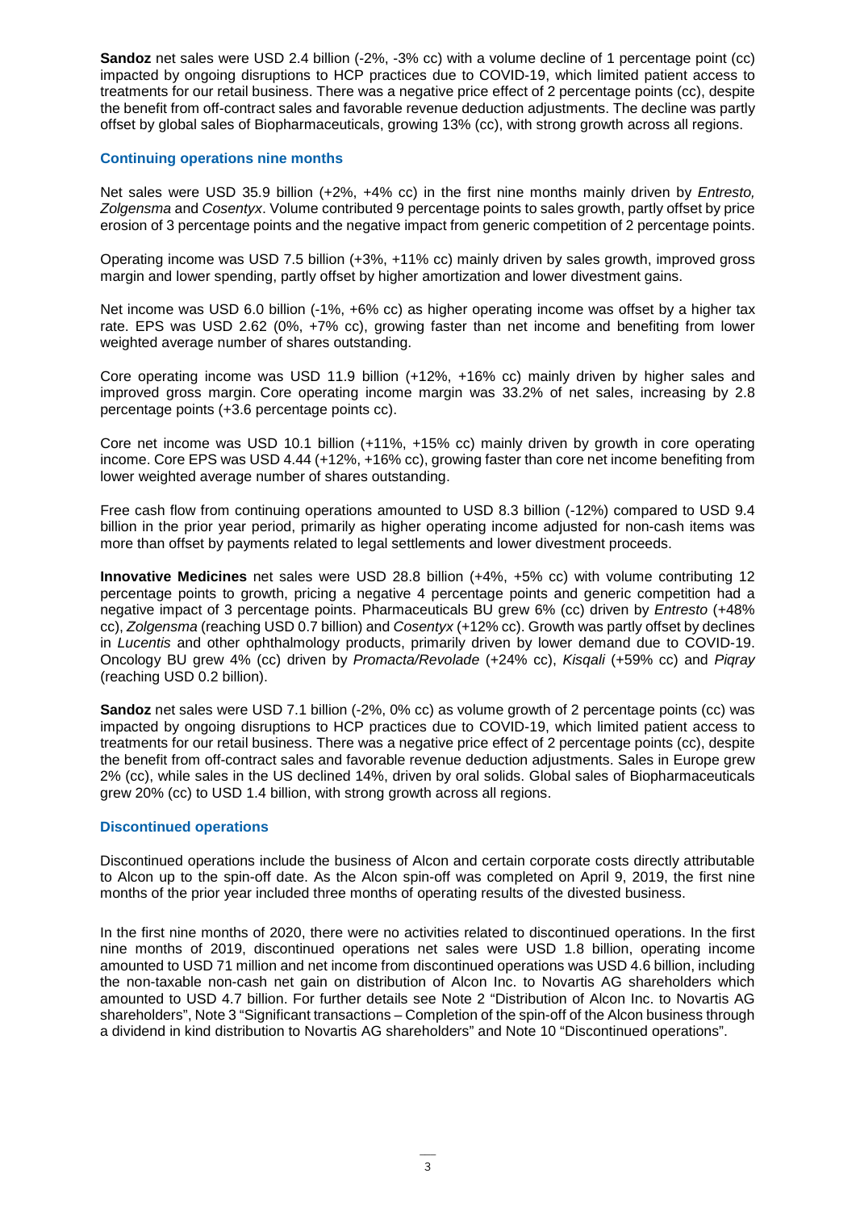**Sandoz** net sales were USD 2.4 billion (-2%, -3% cc) with a volume decline of 1 percentage point (cc) impacted by ongoing disruptions to HCP practices due to COVID-19, which limited patient access to treatments for our retail business. There was a negative price effect of 2 percentage points (cc), despite the benefit from off-contract sales and favorable revenue deduction adjustments. The decline was partly offset by global sales of Biopharmaceuticals, growing 13% (cc), with strong growth across all regions.

### Continuing operations nine months

Net sales were USD 35.9 billion (+2%, +4% cc) in the first nine months mainly driven by *Entresto, Zolgensma* and *Cosentyx*. Volume contributed 9 percentage points to sales growth, partly offset by price erosion of 3 percentage points and the negative impact from generic competition of 2 percentage points.

Operating income was USD 7.5 billion (+3%, +11% cc) mainly driven by sales growth, improved gross margin and lower spending, partly offset by higher amortization and lower divestment gains.

Net income was USD 6.0 billion (-1%, +6% cc) as higher operating income was offset by a higher tax rate. EPS was USD 2.62 (0%, +7% cc), growing faster than net income and benefiting from lower weighted average number of shares outstanding.

Core operating income was USD 11.9 billion (+12%, +16% cc) mainly driven by higher sales and improved gross margin. Core operating income margin was 33.2% of net sales, increasing by 2.8 percentage points (+3.6 percentage points cc).

Core net income was USD 10.1 billion (+11%, +15% cc) mainly driven by growth in core operating income. Core EPS was USD 4.44 (+12%, +16% cc), growing faster than core net income benefiting from lower weighted average number of shares outstanding.

Free cash flow from continuing operations amounted to USD 8.3 billion (-12%) compared to USD 9.4 billion in the prior year period, primarily as higher operating income adjusted for non-cash items was more than offset by payments related to legal settlements and lower divestment proceeds.

**Innovative Medicines** net sales were USD 28.8 billion (+4%, +5% cc) with volume contributing 12 percentage points to growth, pricing a negative 4 percentage points and generic competition had a negative impact of 3 percentage points. Pharmaceuticals BU grew 6% (cc) driven by *Entresto* (+48% cc), *Zolgensma* (reaching USD 0.7 billion) and *Cosentyx* (+12% cc). Growth was partly offset by declines in *Lucentis* and other ophthalmology products, primarily driven by lower demand due to COVID-19. Oncology BU grew 4% (cc) driven by *Promacta/Revolade* (+24% cc), *Kisqali* (+59% cc) and *Piqray* (reaching USD 0.2 billion).

**Sandoz** net sales were USD 7.1 billion (-2%, 0% cc) as volume growth of 2 percentage points (cc) was impacted by ongoing disruptions to HCP practices due to COVID-19, which limited patient access to treatments for our retail business. There was a negative price effect of 2 percentage points (cc), despite the benefit from off-contract sales and favorable revenue deduction adjustments. Sales in Europe grew 2% (cc), while sales in the US declined 14%, driven by oral solids. Global sales of Biopharmaceuticals grew 20% (cc) to USD 1.4 billion, with strong growth across all regions.

### Discontinued operations

Discontinued operations include the business of Alcon and certain corporate costs directly attributable to Alcon up to the spin-off date. As the Alcon spin-off was completed on April 9, 2019, the first nine months of the prior year included three months of operating results of the divested business.

In the first nine months of 2020, there were no activities related to discontinued operations. In the first nine months of 2019, discontinued operations net sales were USD 1.8 billion, operating income amounted to USD 71 million and net income from discontinued operations was USD 4.6 billion, including the non-taxable non-cash net gain on distribution of Alcon Inc. to Novartis AG shareholders which amounted to USD 4.7 billion. For further details see Note 2 "Distribution of Alcon Inc. to Novartis AG shareholders", Note 3 "Significant transactions – Completion of the spin-off of the Alcon business through a dividend in kind distribution to Novartis AG shareholders" and Note 10 "Discontinued operations".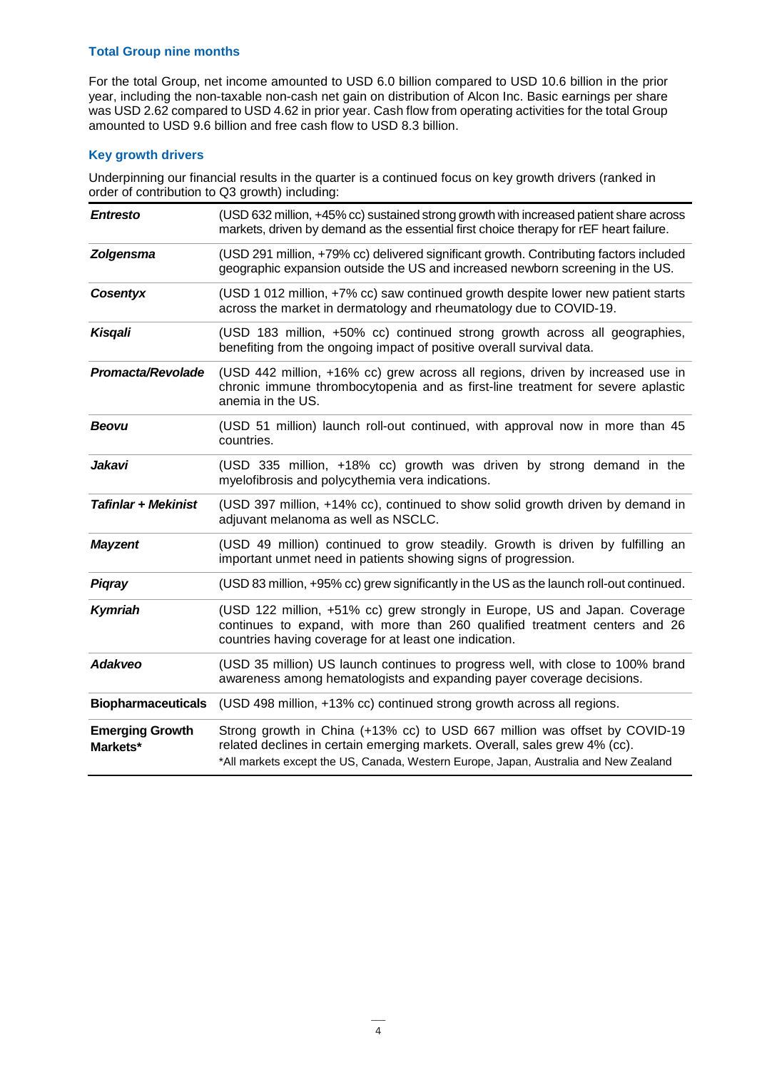### Total Group nine months

For the total Group, net income amounted to USD 6.0 billion compared to USD 10.6 billion in the prior year, including the non-taxable non-cash net gain on distribution of Alcon Inc. Basic earnings per share was USD 2.62 compared to USD 4.62 in prior year. Cash flow from operating activities for the total Group amounted to USD 9.6 billion and free cash flow to USD 8.3 billion.

### Key growth drivers

Underpinning our financial results in the quarter is a continued focus on key growth drivers (ranked in order of contribution to Q3 growth) including:

| | |
|---|---|
| ***Entresto*** | (USD 632 million, +45% cc) sustained strong growth with increased patient share across markets, driven by demand as the essential first choice therapy for rEF heart failure. |
| ***Zolgensma*** | (USD 291 million, +79% cc) delivered significant growth. Contributing factors included geographic expansion outside the US and increased newborn screening in the US. |
| ***Cosentyx*** | (USD 1 012 million, +7% cc) saw continued growth despite lower new patient starts across the market in dermatology and rheumatology due to COVID-19. |
| ***Kisqali*** | (USD 183 million, +50% cc) continued strong growth across all geographies, benefiting from the ongoing impact of positive overall survival data. |
| ***Promacta/Revolade*** | (USD 442 million, +16% cc) grew across all regions, driven by increased use in chronic immune thrombocytopenia and as first-line treatment for severe aplastic anemia in the US. |
| ***Beovu*** | (USD 51 million) launch roll-out continued, with approval now in more than 45 countries. |
| ***Jakavi*** | (USD 335 million, +18% cc) growth was driven by strong demand in the myelofibrosis and polycythemia vera indications. |
| ***Tafinlar + Mekinist*** | (USD 397 million, +14% cc), continued to show solid growth driven by demand in adjuvant melanoma as well as NSCLC. |
| ***Mayzent*** | (USD 49 million) continued to grow steadily. Growth is driven by fulfilling an important unmet need in patients showing signs of progression. |
| ***Piqray*** | (USD 83 million, +95% cc) grew significantly in the US as the launch roll-out continued. |
| ***Kymriah*** | (USD 122 million, +51% cc) grew strongly in Europe, US and Japan. Coverage continues to expand, with more than 260 qualified treatment centers and 26 countries having coverage for at least one indication. |
| ***Adakveo*** | (USD 35 million) US launch continues to progress well, with close to 100% brand awareness among hematologists and expanding payer coverage decisions. |
| **Biopharmaceuticals** | (USD 498 million, +13% cc) continued strong growth across all regions. |
| **Emerging Growth Markets*** | Strong growth in China (+13% cc) to USD 667 million was offset by COVID-19 related declines in certain emerging markets. Overall, sales grew 4% (cc). *All markets except the US, Canada, Western Europe, Japan, Australia and New Zealand |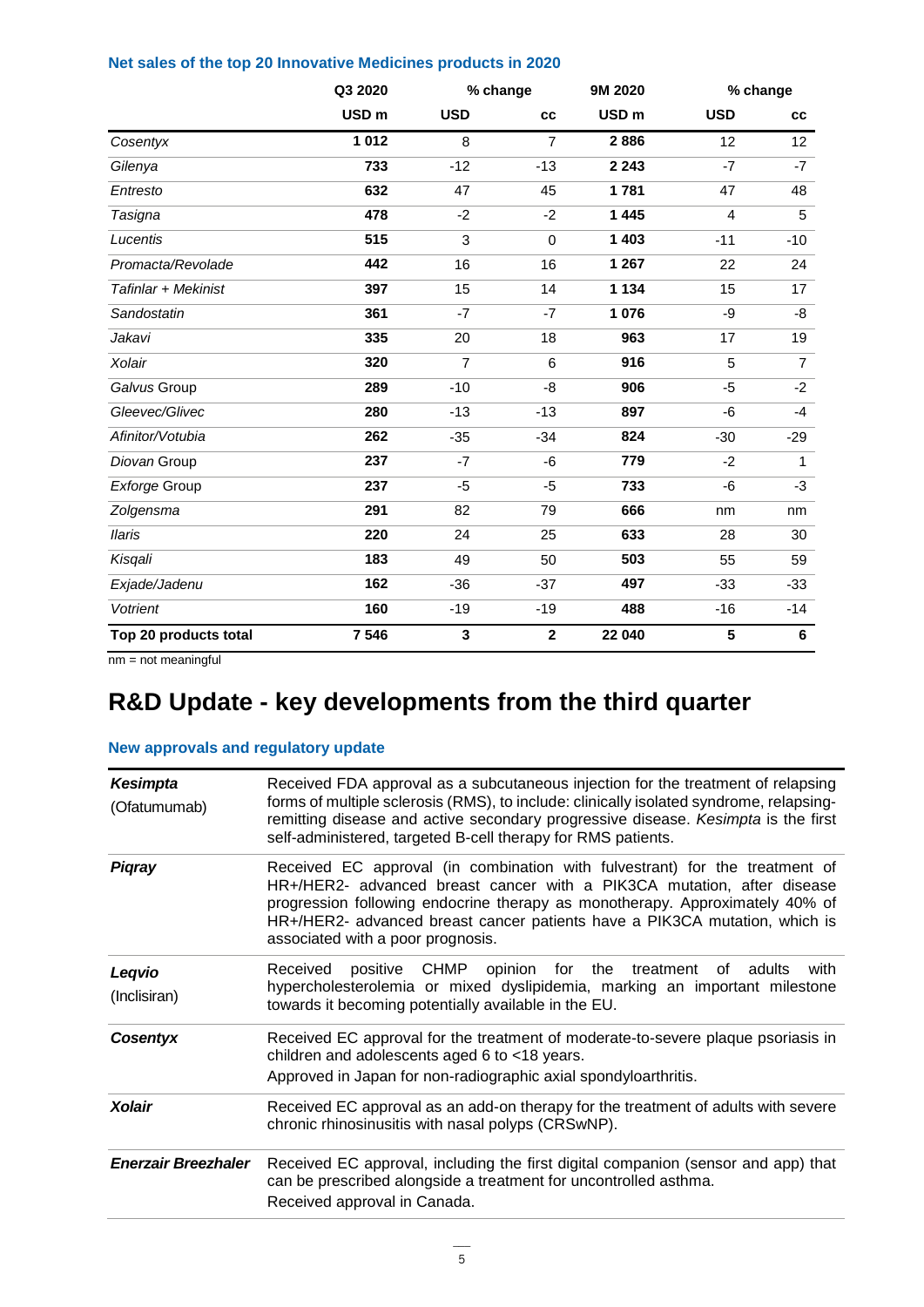### Net sales of the top 20 Innovative Medicines products in 2020

| | Q3 2020 | % change | | 9M 2020 | % change | |
|---|---|---|---|---|---|---|
| | USD m | USD | cc | USD m | USD | cc |
| *Cosentyx* | **1 012** | 8 | 7 | **2 886** | 12 | 12 |
| *Gilenya* | **733** | -12 | -13 | **2 243** | -7 | -7 |
| *Entresto* | **632** | 47 | 45 | **1 781** | 47 | 48 |
| *Tasigna* | **478** | -2 | -2 | **1 445** | 4 | 5 |
| *Lucentis* | **515** | 3 | 0 | **1 403** | -11 | -10 |
| *Promacta/Revolade* | **442** | 16 | 16 | **1 267** | 22 | 24 |
| *Tafinlar + Mekinist* | **397** | 15 | 14 | **1 134** | 15 | 17 |
| *Sandostatin* | **361** | -7 | -7 | **1 076** | -9 | -8 |
| *Jakavi* | **335** | 20 | 18 | **963** | 17 | 19 |
| *Xolair* | **320** | 7 | 6 | **916** | 5 | 7 |
| *Galvus* Group | **289** | -10 | -8 | **906** | -5 | -2 |
| *Gleevec/Glivec* | **280** | -13 | -13 | **897** | -6 | -4 |
| *Afinitor/Votubia* | **262** | -35 | -34 | **824** | -30 | -29 |
| *Diovan* Group | **237** | -7 | -6 | **779** | -2 | 1 |
| *Exforge* Group | **237** | -5 | -5 | **733** | -6 | -3 |
| *Zolgensma* | **291** | 82 | 79 | **666** | nm | nm |
| *Ilaris* | **220** | 24 | 25 | **633** | 28 | 30 |
| *Kisqali* | **183** | 49 | 50 | **503** | 55 | 59 |
| *Exjade/Jadenu* | **162** | -36 | -37 | **497** | -33 | -33 |
| *Votrient* | **160** | -19 | -19 | **488** | -16 | -14 |
| **Top 20 products total** | **7 546** | **3** | **2** | **22 040** | **5** | **6** |

nm = not meaningful

# R&D Update - key developments from the third quarter

### New approvals and regulatory update

| | |
|---|---|
| ***Kesimpta*** (Ofatumumab) | Received FDA approval as a subcutaneous injection for the treatment of relapsing forms of multiple sclerosis (RMS), to include: clinically isolated syndrome, relapsing-remitting disease and active secondary progressive disease. *Kesimpta* is the first self-administered, targeted B-cell therapy for RMS patients. |
| ***Piqray*** | Received EC approval (in combination with fulvestrant) for the treatment of HR+/HER2- advanced breast cancer with a PIK3CA mutation, after disease progression following endocrine therapy as monotherapy. Approximately 40% of HR+/HER2- advanced breast cancer patients have a PIK3CA mutation, which is associated with a poor prognosis. |
| ***Leqvio*** (Inclisiran) | Received positive CHMP opinion for the treatment of adults with hypercholesterolemia or mixed dyslipidemia, marking an important milestone towards it becoming potentially available in the EU. |
| ***Cosentyx*** | Received EC approval for the treatment of moderate-to-severe plaque psoriasis in children and adolescents aged 6 to <18 years.<br>Approved in Japan for non-radiographic axial spondyloarthritis. |
| ***Xolair*** | Received EC approval as an add-on therapy for the treatment of adults with severe chronic rhinosinusitis with nasal polyps (CRSwNP). |
| ***Enerzair Breezhaler*** | Received EC approval, including the first digital companion (sensor and app) that can be prescribed alongside a treatment for uncontrolled asthma.<br>Received approval in Canada. |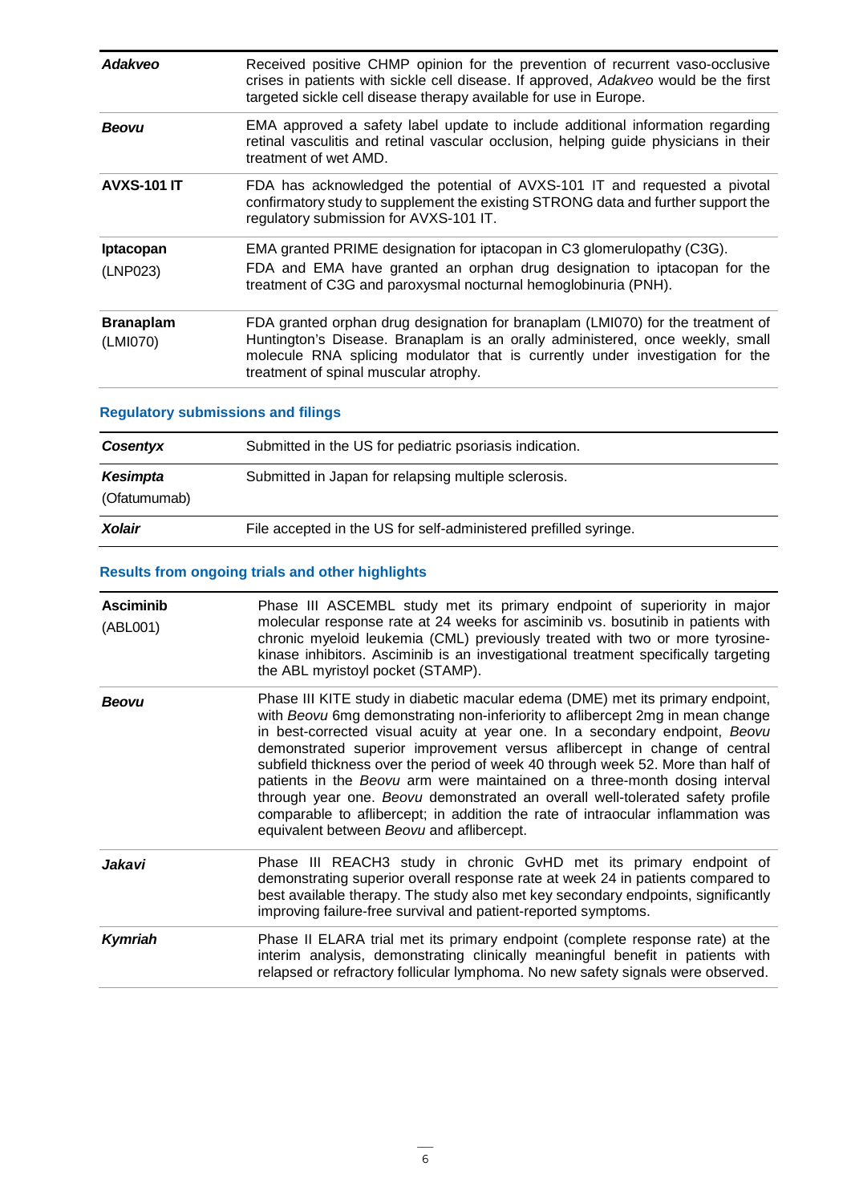| | |
|---|---|
| ***Adakveo*** | Received positive CHMP opinion for the prevention of recurrent vaso-occlusive crises in patients with sickle cell disease. If approved, *Adakveo* would be the first targeted sickle cell disease therapy available for use in Europe. |
| ***Beovu*** | EMA approved a safety label update to include additional information regarding retinal vasculitis and retinal vascular occlusion, helping guide physicians in their treatment of wet AMD. |
| **AVXS-101 IT** | FDA has acknowledged the potential of AVXS-101 IT and requested a pivotal confirmatory study to supplement the existing STRONG data and further support the regulatory submission for AVXS-101 IT. |
| **Iptacopan** (LNP023) | EMA granted PRIME designation for iptacopan in C3 glomerulopathy (C3G). FDA and EMA have granted an orphan drug designation to iptacopan for the treatment of C3G and paroxysmal nocturnal hemoglobinuria (PNH). |
| **Branaplam** (LMI070) | FDA granted orphan drug designation for branaplam (LMI070) for the treatment of Huntington's Disease. Branaplam is an orally administered, once weekly, small molecule RNA splicing modulator that is currently under investigation for the treatment of spinal muscular atrophy. |

### Regulatory submissions and filings

| | |
|---|---|
| ***Cosentyx*** | Submitted in the US for pediatric psoriasis indication. |
| ***Kesimpta*** (Ofatumumab) | Submitted in Japan for relapsing multiple sclerosis. |
| ***Xolair*** | File accepted in the US for self-administered prefilled syringe. |

### Results from ongoing trials and other highlights

| | |
|---|---|
| **Asciminib** (ABL001) | Phase III ASCEMBL study met its primary endpoint of superiority in major molecular response rate at 24 weeks for asciminib vs. bosutinib in patients with chronic myeloid leukemia (CML) previously treated with two or more tyrosine-kinase inhibitors. Asciminib is an investigational treatment specifically targeting the ABL myristoyl pocket (STAMP). |
| ***Beovu*** | Phase III KITE study in diabetic macular edema (DME) met its primary endpoint, with *Beovu* 6mg demonstrating non-inferiority to aflibercept 2mg in mean change in best-corrected visual acuity at year one. In a secondary endpoint, *Beovu* demonstrated superior improvement versus aflibercept in change of central subfield thickness over the period of week 40 through week 52. More than half of patients in the *Beovu* arm were maintained on a three-month dosing interval through year one. *Beovu* demonstrated an overall well-tolerated safety profile comparable to aflibercept; in addition the rate of intraocular inflammation was equivalent between *Beovu* and aflibercept. |
| ***Jakavi*** | Phase III REACH3 study in chronic GvHD met its primary endpoint of demonstrating superior overall response rate at week 24 in patients compared to best available therapy. The study also met key secondary endpoints, significantly improving failure-free survival and patient-reported symptoms. |
| ***Kymriah*** | Phase II ELARA trial met its primary endpoint (complete response rate) at the interim analysis, demonstrating clinically meaningful benefit in patients with relapsed or refractory follicular lymphoma. No new safety signals were observed. |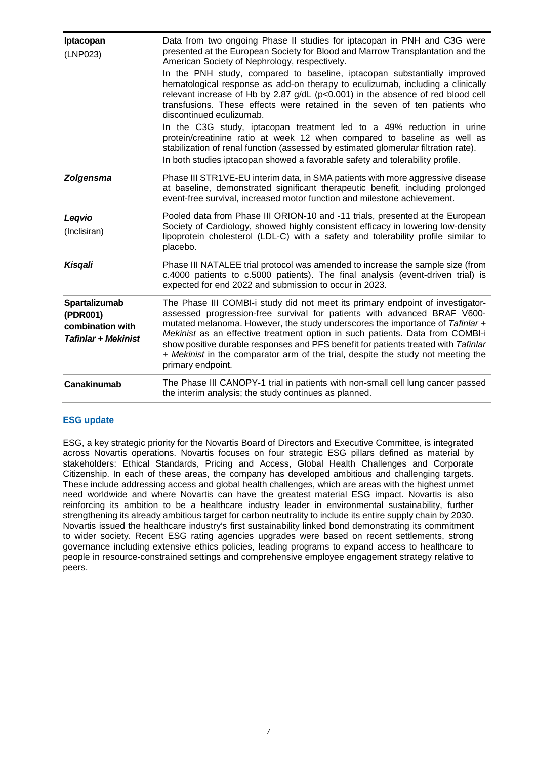| | |
|---|---|
| **Iptacopan** (LNP023) | Data from two ongoing Phase II studies for iptacopan in PNH and C3G were presented at the European Society for Blood and Marrow Transplantation and the American Society of Nephrology, respectively.<br>In the PNH study, compared to baseline, iptacopan substantially improved hematological response as add-on therapy to eculizumab, including a clinically relevant increase of Hb by 2.87 g/dL ($p<0.001$) in the absence of red blood cell transfusions. These effects were retained in the seven of ten patients who discontinued eculizumab.<br>In the C3G study, iptacopan treatment led to a 49% reduction in urine protein/creatinine ratio at week 12 when compared to baseline as well as stabilization of renal function (assessed by estimated glomerular filtration rate).<br>In both studies iptacopan showed a favorable safety and tolerability profile. |
| ***Zolgensma*** | Phase III STR1VE-EU interim data, in SMA patients with more aggressive disease at baseline, demonstrated significant therapeutic benefit, including prolonged event-free survival, increased motor function and milestone achievement. |
| ***Leqvio*** (Inclisiran) | Pooled data from Phase III ORION-10 and -11 trials, presented at the European Society of Cardiology, showed highly consistent efficacy in lowering low-density lipoprotein cholesterol (LDL-C) with a safety and tolerability profile similar to placebo. |
| ***Kisqali*** | Phase III NATALEE trial protocol was amended to increase the sample size (from c.4000 patients to c.5000 patients). The final analysis (event-driven trial) is expected for end 2022 and submission to occur in 2023. |
| **Spartalizumab (PDR001) combination with *Tafinlar + Mekinist*** | The Phase III COMBI-i study did not meet its primary endpoint of investigator-assessed progression-free survival for patients with advanced BRAF V600-mutated melanoma. However, the study underscores the importance of *Tafinlar + Mekinist* as an effective treatment option in such patients. Data from COMBI-i show positive durable responses and PFS benefit for patients treated with *Tafinlar + Mekinist* in the comparator arm of the trial, despite the study not meeting the primary endpoint. |
| **Canakinumab** | The Phase III CANOPY-1 trial in patients with non-small cell lung cancer passed the interim analysis; the study continues as planned. |

### ESG update

ESG, a key strategic priority for the Novartis Board of Directors and Executive Committee, is integrated across Novartis operations. Novartis focuses on four strategic ESG pillars defined as material by stakeholders: Ethical Standards, Pricing and Access, Global Health Challenges and Corporate Citizenship. In each of these areas, the company has developed ambitious and challenging targets. These include addressing access and global health challenges, which are areas with the highest unmet need worldwide and where Novartis can have the greatest material ESG impact. Novartis is also reinforcing its ambition to be a healthcare industry leader in environmental sustainability, further strengthening its already ambitious target for carbon neutrality to include its entire supply chain by 2030. Novartis issued the healthcare industry's first sustainability linked bond demonstrating its commitment to wider society. Recent ESG rating agencies upgrades were based on recent settlements, strong governance including extensive ethics policies, leading programs to expand access to healthcare to people in resource-constrained settings and comprehensive employee engagement strategy relative to peers.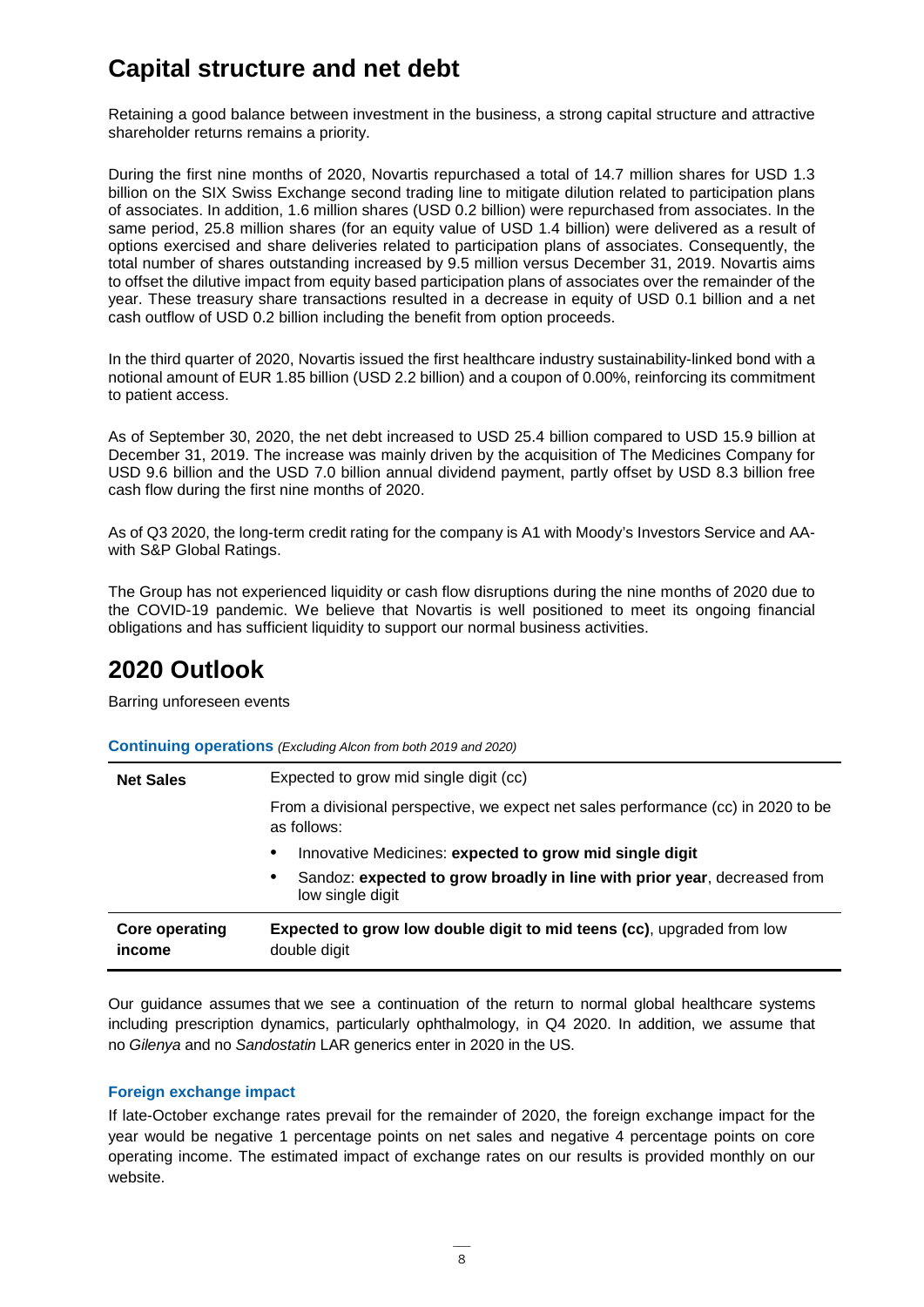# Capital structure and net debt

Retaining a good balance between investment in the business, a strong capital structure and attractive shareholder returns remains a priority.

During the first nine months of 2020, Novartis repurchased a total of 14.7 million shares for USD 1.3 billion on the SIX Swiss Exchange second trading line to mitigate dilution related to participation plans of associates. In addition, 1.6 million shares (USD 0.2 billion) were repurchased from associates. In the same period, 25.8 million shares (for an equity value of USD 1.4 billion) were delivered as a result of options exercised and share deliveries related to participation plans of associates. Consequently, the total number of shares outstanding increased by 9.5 million versus December 31, 2019. Novartis aims to offset the dilutive impact from equity based participation plans of associates over the remainder of the year. These treasury share transactions resulted in a decrease in equity of USD 0.1 billion and a net cash outflow of USD 0.2 billion including the benefit from option proceeds.

In the third quarter of 2020, Novartis issued the first healthcare industry sustainability-linked bond with a notional amount of EUR 1.85 billion (USD 2.2 billion) and a coupon of 0.00%, reinforcing its commitment to patient access.

As of September 30, 2020, the net debt increased to USD 25.4 billion compared to USD 15.9 billion at December 31, 2019. The increase was mainly driven by the acquisition of The Medicines Company for USD 9.6 billion and the USD 7.0 billion annual dividend payment, partly offset by USD 8.3 billion free cash flow during the first nine months of 2020.

As of Q3 2020, the long-term credit rating for the company is A1 with Moody's Investors Service and AA- with S&P Global Ratings.

The Group has not experienced liquidity or cash flow disruptions during the nine months of 2020 due to the COVID-19 pandemic. We believe that Novartis is well positioned to meet its ongoing financial obligations and has sufficient liquidity to support our normal business activities.

# 2020 Outlook

Barring unforeseen events

**Continuing operations** *(Excluding Alcon from both 2019 and 2020)*

| | |
|---|---|
| **Net Sales** | Expected to grow mid single digit (cc)<br>From a divisional perspective, we expect net sales performance (cc) in 2020 to be as follows:<br>• Innovative Medicines: **expected to grow mid single digit**<br>• Sandoz: **expected to grow broadly in line with prior year**, decreased from low single digit |
| **Core operating income** | **Expected to grow low double digit to mid teens (cc)**, upgraded from low double digit |

Our guidance assumes that we see a continuation of the return to normal global healthcare systems including prescription dynamics, particularly ophthalmology, in Q4 2020. In addition, we assume that no *Gilenya* and no *Sandostatin* LAR generics enter in 2020 in the US.

### Foreign exchange impact

If late-October exchange rates prevail for the remainder of 2020, the foreign exchange impact for the year would be negative 1 percentage points on net sales and negative 4 percentage points on core operating income. The estimated impact of exchange rates on our results is provided monthly on our website.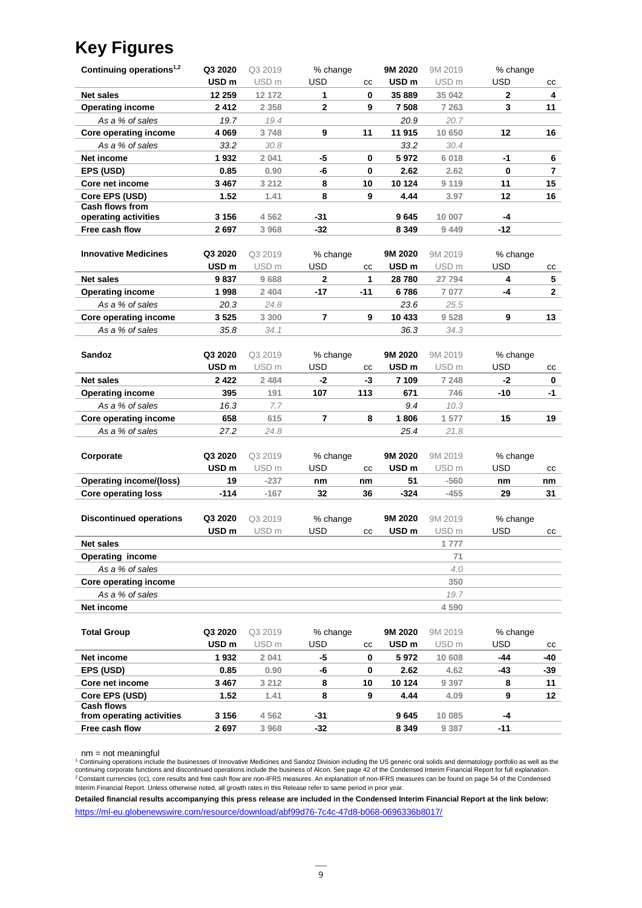# Key Figures

| Continuing operations[1,2] | Q3 2020 | Q3 2019 | % change | | 9M 2020 | 9M 2019 | % change | |
|---|---|---|---|---|---|---|---|---|
| | USD m | USD m | USD | cc | USD m | USD m | USD | cc |
| **Net sales** | **12 259** | 12 172 | **1** | **0** | **35 889** | 35 042 | **2** | **4** |
| **Operating income** | **2 412** | 2 358 | **2** | **9** | **7 508** | 7 263 | **3** | **11** |
| *As a % of sales* | *19.7* | *19.4* | | | *20.9* | *20.7* | | |
| **Core operating income** | **4 069** | 3 748 | **9** | **11** | **11 915** | 10 650 | **12** | **16** |
| *As a % of sales* | *33.2* | *30.8* | | | *33.2* | *30.4* | | |
| **Net income** | **1 932** | 2 041 | **-5** | **0** | **5 972** | 6 018 | **-1** | **6** |
| **EPS (USD)** | **0.85** | 0.90 | **-6** | **0** | **2.62** | 2.62 | **0** | **7** |
| **Core net income** | **3 467** | 3 212 | **8** | **10** | **10 124** | 9 119 | **11** | **15** |
| **Core EPS (USD)** | **1.52** | 1.41 | **8** | **9** | **4.44** | 3.97 | **12** | **16** |
| **Cash flows from operating activities** | **3 156** | 4 562 | **-31** | | **9 645** | 10 007 | **-4** | |
| **Free cash flow** | **2 697** | 3 968 | **-32** | | **8 349** | 9 449 | **-12** | |

| Innovative Medicines | Q3 2020 | Q3 2019 | % change | | 9M 2020 | 9M 2019 | % change | |
|---|---|---|---|---|---|---|---|---|
| | USD m | USD m | USD | cc | USD m | USD m | USD | cc |
| **Net sales** | **9 837** | 9 688 | **2** | **1** | **28 780** | 27 794 | **4** | **5** |
| **Operating income** | **1 998** | 2 404 | **-17** | **-11** | **6 786** | 7 077 | **-4** | **2** |
| *As a % of sales* | *20.3* | *24.8* | | | *23.6* | *25.5* | | |
| **Core operating income** | **3 525** | 3 300 | **7** | **9** | **10 433** | 9 528 | **9** | **13** |
| *As a % of sales* | *35.8* | *34.1* | | | *36.3* | *34.3* | | |

| Sandoz | Q3 2020 | Q3 2019 | % change | | 9M 2020 | 9M 2019 | % change | |
|---|---|---|---|---|---|---|---|---|
| | USD m | USD m | USD | cc | USD m | USD m | USD | cc |
| **Net sales** | **2 422** | 2 484 | **-2** | **-3** | **7 109** | 7 248 | **-2** | **0** |
| **Operating income** | **395** | 191 | **107** | **113** | **671** | 746 | **-10** | **-1** |
| *As a % of sales* | *16.3* | *7.7* | | | *9.4* | *10.3* | | |
| **Core operating income** | **658** | 615 | **7** | **8** | **1 806** | 1 577 | **15** | **19** |
| *As a % of sales* | *27.2* | *24.8* | | | *25.4* | *21.8* | | |

| Corporate | Q3 2020 | Q3 2019 | % change | | 9M 2020 | 9M 2019 | % change | |
|---|---|---|---|---|---|---|---|---|
| | USD m | USD m | USD | cc | USD m | USD m | USD | cc |
| **Operating income/(loss)** | **19** | -237 | **nm** | **nm** | **51** | -560 | **nm** | **nm** |
| **Core operating loss** | **-114** | -167 | **32** | **36** | **-324** | -455 | **29** | **31** |

| Discontinued operations | Q3 2020 | Q3 2019 | % change | | 9M 2020 | 9M 2019 | % change | |
|---|---|---|---|---|---|---|---|---|
| | USD m | USD m | USD | cc | USD m | USD m | USD | cc |
| **Net sales** | | | | | | 1 777 | | |
| **Operating income** | | | | | | 71 | | |
| *As a % of sales* | | | | | | *4.0* | | |
| **Core operating income** | | | | | | 350 | | |
| *As a % of sales* | | | | | | *19.7* | | |
| **Net income** | | | | | | 4 590 | | |

| Total Group | Q3 2020 | Q3 2019 | % change | | 9M 2020 | 9M 2019 | % change | |
|---|---|---|---|---|---|---|---|---|
| | USD m | USD m | USD | cc | USD m | USD m | USD | cc |
| **Net income** | **1 932** | 2 041 | **-5** | **0** | **5 972** | 10 608 | **-44** | **-40** |
| **EPS (USD)** | **0.85** | 0.90 | **-6** | **0** | **2.62** | 4.62 | **-43** | **-39** |
| **Core net income** | **3 467** | 3 212 | **8** | **10** | **10 124** | 9 397 | **8** | **11** |
| **Core EPS (USD)** | **1.52** | 1.41 | **8** | **9** | **4.44** | 4.09 | **9** | **12** |
| **Cash flows from operating activities** | **3 156** | 4 562 | **-31** | | **9 645** | 10 085 | **-4** | |
| **Free cash flow** | **2 697** | 3 968 | **-32** | | **8 349** | 9 387 | **-11** | |

nm = not meaningful

[1] Continuing operations include the businesses of Innovative Medicines and Sandoz Division including the US generic oral solids and dermatology portfolio as well as the continuing corporate functions and discontinued operations include the business of Alcon. See page 42 of the Condensed Interim Financial Report for full explanation.

[2] Constant currencies (cc), core results and free cash flow are non-IFRS measures. An explanation of non-IFRS measures can be found on page 54 of the Condensed Interim Financial Report. Unless otherwise noted, all growth rates in this Release refer to same period in prior year.

**Detailed financial results accompanying this press release are included in the Condensed Interim Financial Report at the link below:**

https://ml-eu.globenewswire.com/resource/download/abf99d76-7c4c-47d8-b068-0696336b8017/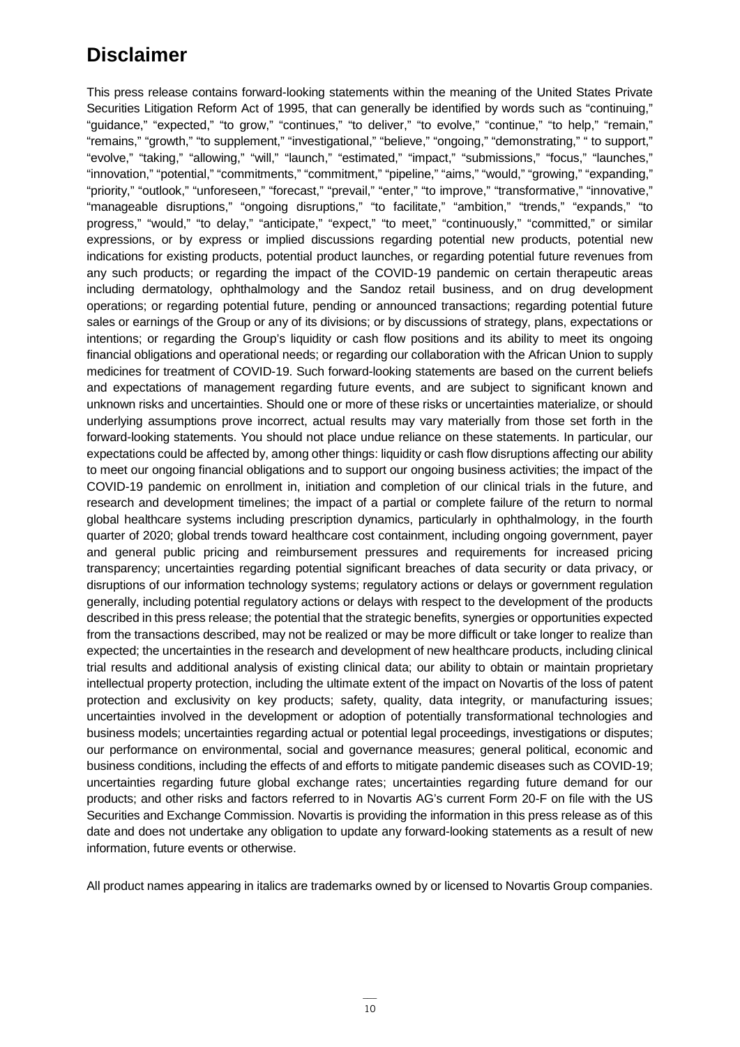# Disclaimer

This press release contains forward-looking statements within the meaning of the United States Private Securities Litigation Reform Act of 1995, that can generally be identified by words such as "continuing," "guidance," "expected," "to grow," "continues," "to deliver," "to evolve," "continue," "to help," "remain," "remains," "growth," "to supplement," "investigational," "believe," "ongoing," "demonstrating," " to support," "evolve," "taking," "allowing," "will," "launch," "estimated," "impact," "submissions," "focus," "launches," "innovation," "potential," "commitments," "commitment," "pipeline," "aims," "would," "growing," "expanding," "priority," "outlook," "unforeseen," "forecast," "prevail," "enter," "to improve," "transformative," "innovative," "manageable disruptions," "ongoing disruptions," "to facilitate," "ambition," "trends," "expands," "to progress," "would," "to delay," "anticipate," "expect," "to meet," "continuously," "committed," or similar expressions, or by express or implied discussions regarding potential new products, potential new indications for existing products, potential product launches, or regarding potential future revenues from any such products; or regarding the impact of the COVID-19 pandemic on certain therapeutic areas including dermatology, ophthalmology and the Sandoz retail business, and on drug development operations; or regarding potential future, pending or announced transactions; regarding potential future sales or earnings of the Group or any of its divisions; or by discussions of strategy, plans, expectations or intentions; or regarding the Group's liquidity or cash flow positions and its ability to meet its ongoing financial obligations and operational needs; or regarding our collaboration with the African Union to supply medicines for treatment of COVID-19. Such forward-looking statements are based on the current beliefs and expectations of management regarding future events, and are subject to significant known and unknown risks and uncertainties. Should one or more of these risks or uncertainties materialize, or should underlying assumptions prove incorrect, actual results may vary materially from those set forth in the forward-looking statements. You should not place undue reliance on these statements. In particular, our expectations could be affected by, among other things: liquidity or cash flow disruptions affecting our ability to meet our ongoing financial obligations and to support our ongoing business activities; the impact of the COVID-19 pandemic on enrollment in, initiation and completion of our clinical trials in the future, and research and development timelines; the impact of a partial or complete failure of the return to normal global healthcare systems including prescription dynamics, particularly in ophthalmology, in the fourth quarter of 2020; global trends toward healthcare cost containment, including ongoing government, payer and general public pricing and reimbursement pressures and requirements for increased pricing transparency; uncertainties regarding potential significant breaches of data security or data privacy, or disruptions of our information technology systems; regulatory actions or delays or government regulation generally, including potential regulatory actions or delays with respect to the development of the products described in this press release; the potential that the strategic benefits, synergies or opportunities expected from the transactions described, may not be realized or may be more difficult or take longer to realize than expected; the uncertainties in the research and development of new healthcare products, including clinical trial results and additional analysis of existing clinical data; our ability to obtain or maintain proprietary intellectual property protection, including the ultimate extent of the impact on Novartis of the loss of patent protection and exclusivity on key products; safety, quality, data integrity, or manufacturing issues; uncertainties involved in the development or adoption of potentially transformational technologies and business models; uncertainties regarding actual or potential legal proceedings, investigations or disputes; our performance on environmental, social and governance measures; general political, economic and business conditions, including the effects of and efforts to mitigate pandemic diseases such as COVID-19; uncertainties regarding future global exchange rates; uncertainties regarding future demand for our products; and other risks and factors referred to in Novartis AG's current Form 20-F on file with the US Securities and Exchange Commission. Novartis is providing the information in this press release as of this date and does not undertake any obligation to update any forward-looking statements as a result of new information, future events or otherwise.

All product names appearing in italics are trademarks owned by or licensed to Novartis Group companies.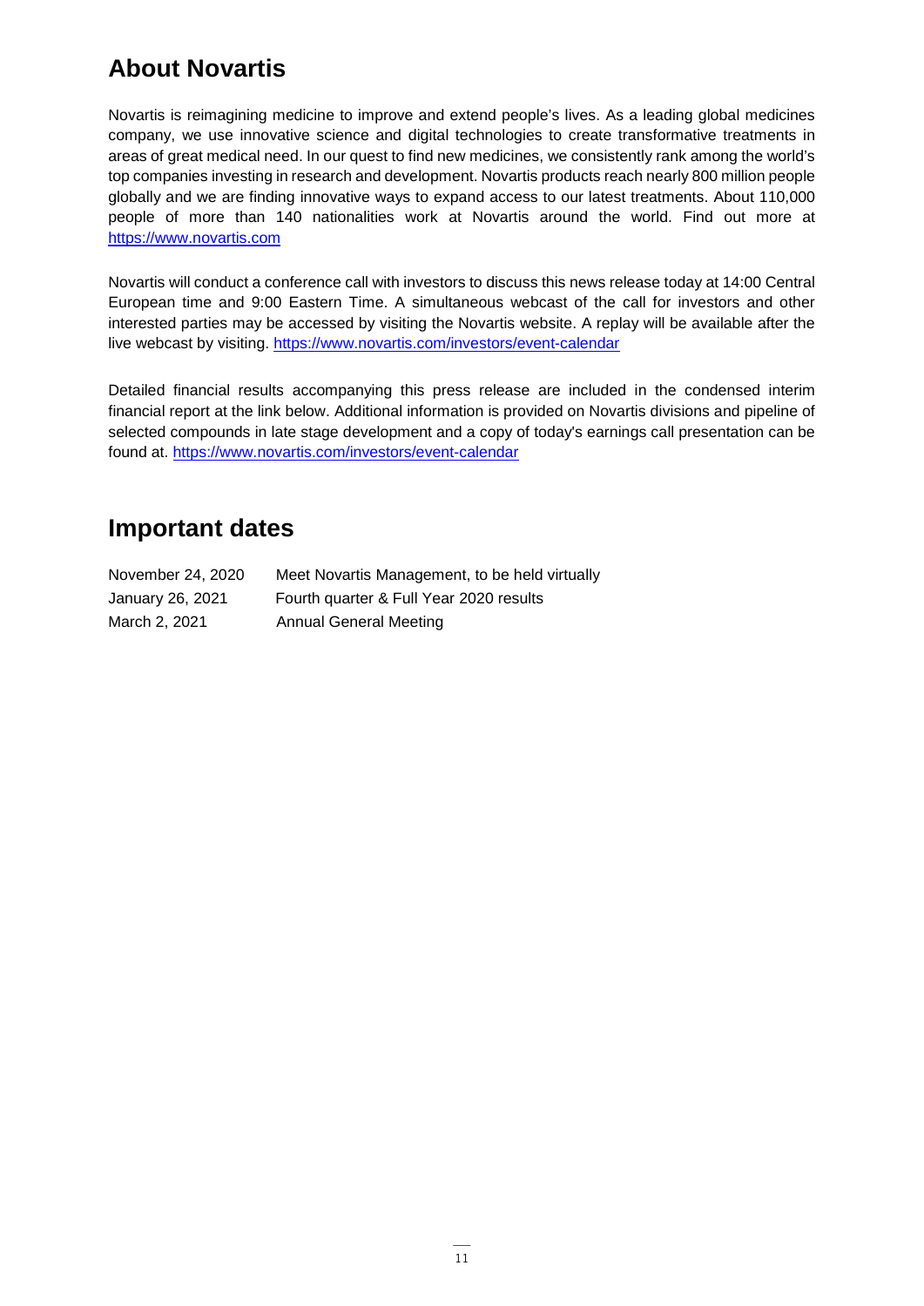## About Novartis

Novartis is reimagining medicine to improve and extend people's lives. As a leading global medicines company, we use innovative science and digital technologies to create transformative treatments in areas of great medical need. In our quest to find new medicines, we consistently rank among the world's top companies investing in research and development. Novartis products reach nearly 800 million people globally and we are finding innovative ways to expand access to our latest treatments. About 110,000 people of more than 140 nationalities work at Novartis around the world. Find out more at https://www.novartis.com

Novartis will conduct a conference call with investors to discuss this news release today at 14:00 Central European time and 9:00 Eastern Time. A simultaneous webcast of the call for investors and other interested parties may be accessed by visiting the Novartis website. A replay will be available after the live webcast by visiting. https://www.novartis.com/investors/event-calendar

Detailed financial results accompanying this press release are included in the condensed interim financial report at the link below. Additional information is provided on Novartis divisions and pipeline of selected compounds in late stage development and a copy of today's earnings call presentation can be found at. https://www.novartis.com/investors/event-calendar

## Important dates

| | |
|---|---|
| November 24, 2020 | Meet Novartis Management, to be held virtually |
| January 26, 2021 | Fourth quarter & Full Year 2020 results |
| March 2, 2021 | Annual General Meeting |